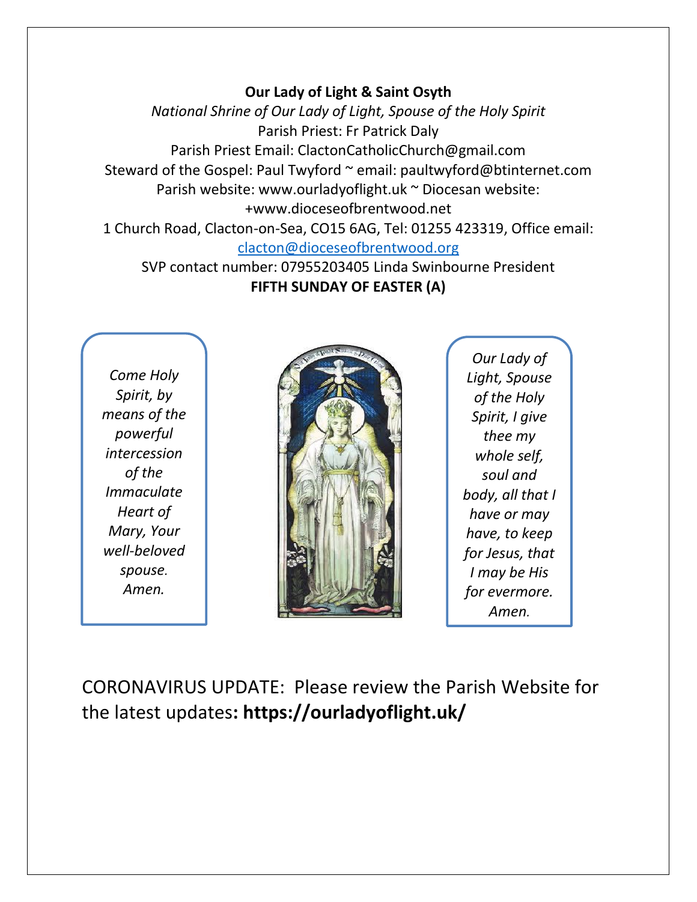**Our Lady of Light & Saint Osyth**

*National Shrine of Our Lady of Light, Spouse of the Holy Spirit*

Parish Priest: Fr Patrick Daly

Parish Priest Email: ClactonCatholicChurch@gmail.com

Steward of the Gospel: Paul Twyford ~ email: paultwyford@btinternet.com

Parish website: www.ourladyoflight.uk ~ Diocesan website: +www.dioceseofbrentwood.net

1 Church Road, Clacton-on-Sea, CO15 6AG, Tel: 01255 423319, Office email: clacton@dioceseofbrentwood.org

SVP contact number: 07955203405 Linda Swinbourne President

**FIFTH SUNDAY OF EASTER (A)**

*Come Holy Spirit, by means of the powerful intercession of the Immaculate Heart of Mary, Your well-beloved spouse. Amen.*

*Our Lady of Light, Spouse of the Holy Spirit, I give thee my whole self, soul and body, all that I have or may have, to keep for Jesus, that I may be His for evermore. Amen.*

CORONAVIRUS UPDATE: Please review the Parish Website for the latest updates**: https://ourladyoflight.uk/**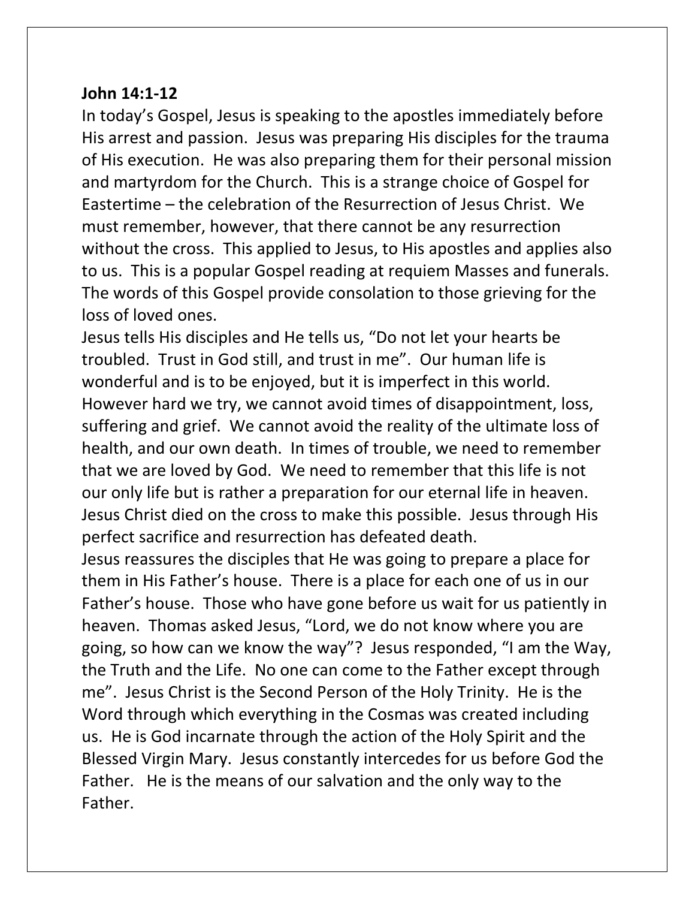**John 14:1-12**

In today's Gospel, Jesus is speaking to the apostles immediately before His arrest and passion. Jesus was preparing His disciples for the trauma of His execution. He was also preparing them for their personal mission and martyrdom for the Church. This is a strange choice of Gospel for Eastertime – the celebration of the Resurrection of Jesus Christ. We must remember, however, that there cannot be any resurrection without the cross. This applied to Jesus, to His apostles and applies also to us. This is a popular Gospel reading at requiem Masses and funerals. The words of this Gospel provide consolation to those grieving for the loss of loved ones.

Jesus tells His disciples and He tells us, "Do not let your hearts be troubled. Trust in God still, and trust in me". Our human life is wonderful and is to be enjoyed, but it is imperfect in this world. However hard we try, we cannot avoid times of disappointment, loss, suffering and grief. We cannot avoid the reality of the ultimate loss of health, and our own death. In times of trouble, we need to remember that we are loved by God. We need to remember that this life is not our only life but is rather a preparation for our eternal life in heaven. Jesus Christ died on the cross to make this possible. Jesus through His perfect sacrifice and resurrection has defeated death.

Jesus reassures the disciples that He was going to prepare a place for them in His Father's house. There is a place for each one of us in our Father's house. Those who have gone before us wait for us patiently in heaven. Thomas asked Jesus, "Lord, we do not know where you are going, so how can we know the way"? Jesus responded, "I am the Way, the Truth and the Life. No one can come to the Father except through me". Jesus Christ is the Second Person of the Holy Trinity. He is the Word through which everything in the Cosmas was created including us. He is God incarnate through the action of the Holy Spirit and the Blessed Virgin Mary. Jesus constantly intercedes for us before God the Father. He is the means of our salvation and the only way to the Father.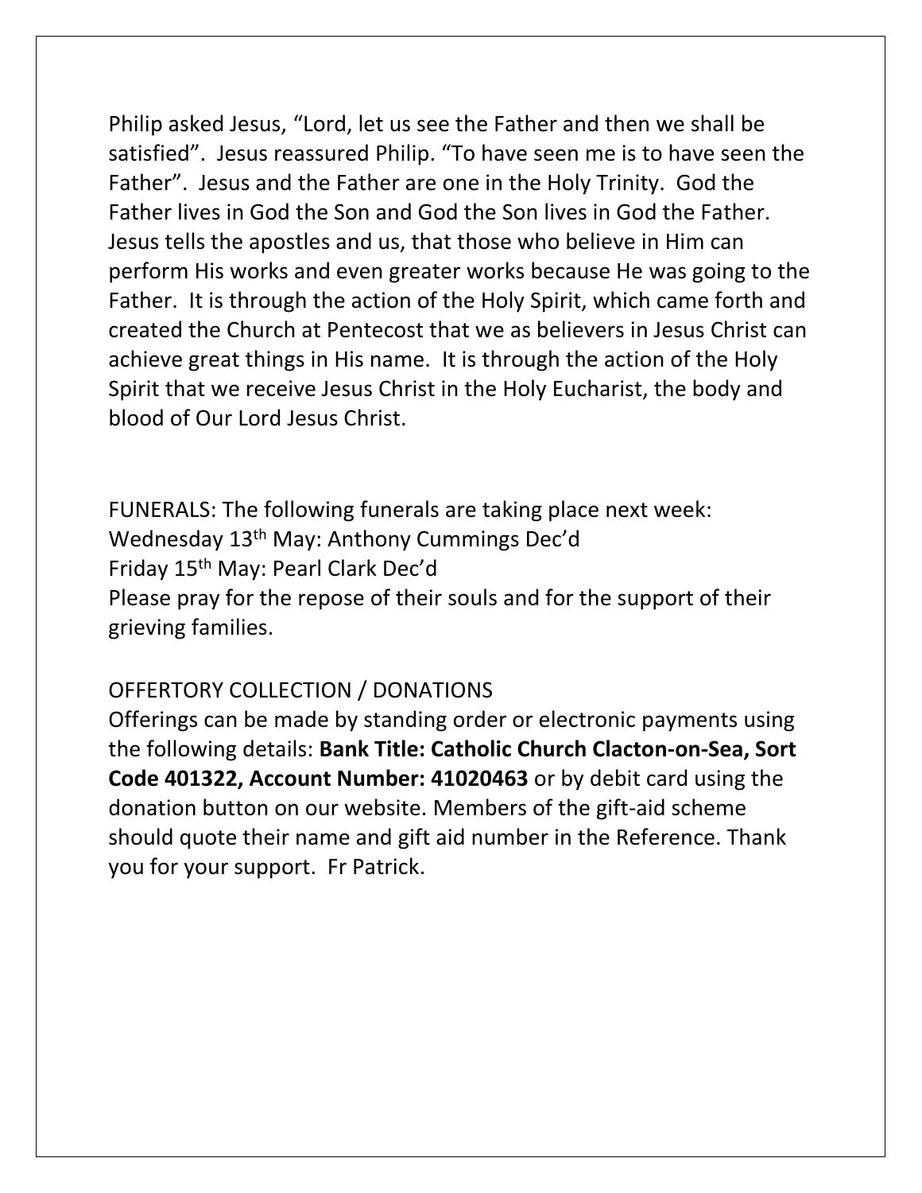Philip asked Jesus, "Lord, let us see the Father and then we shall be satisfied". Jesus reassured Philip. "To have seen me is to have seen the Father". Jesus and the Father are one in the Holy Trinity. God the Father lives in God the Son and God the Son lives in God the Father. Jesus tells the apostles and us, that those who believe in Him can perform His works and even greater works because He was going to the Father. It is through the action of the Holy Spirit, which came forth and created the Church at Pentecost that we as believers in Jesus Christ can achieve great things in His name. It is through the action of the Holy Spirit that we receive Jesus Christ in the Holy Eucharist, the body and blood of Our Lord Jesus Christ.

FUNERALS: The following funerals are taking place next week:
Wednesday 13th May: Anthony Cummings Dec'd
Friday 15th May: Pearl Clark Dec'd
Please pray for the repose of their souls and for the support of their grieving families.

OFFERTORY COLLECTION / DONATIONS
Offerings can be made by standing order or electronic payments using the following details: **Bank Title: Catholic Church Clacton-on-Sea, Sort Code 401322, Account Number: 41020463** or by debit card using the donation button on our website. Members of the gift-aid scheme should quote their name and gift aid number in the Reference. Thank you for your support. Fr Patrick.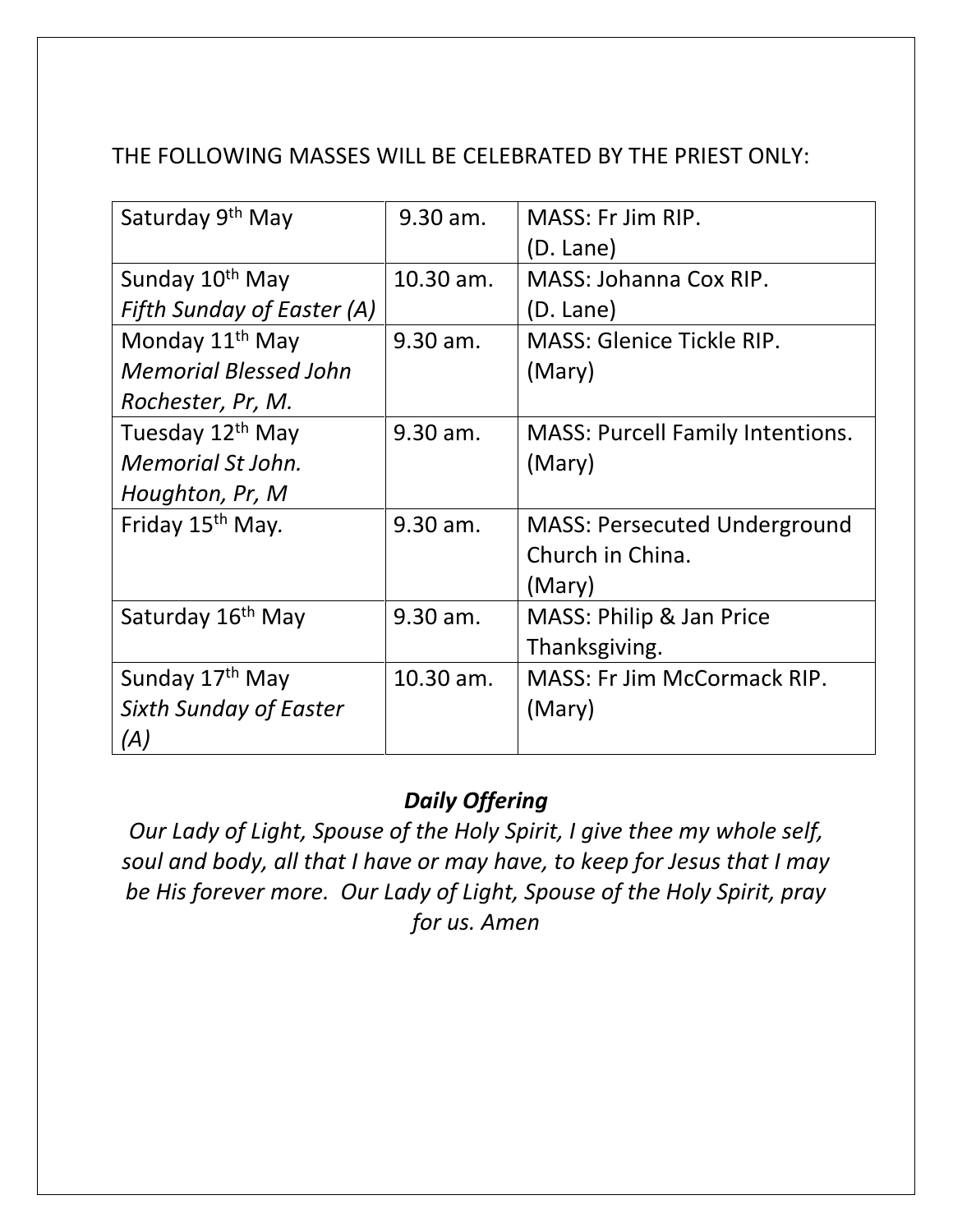THE FOLLOWING MASSES WILL BE CELEBRATED BY THE PRIEST ONLY:

| | | |
|---|---|---|
| Saturday 9th May | 9.30 am. | MASS: Fr Jim RIP. (D. Lane) |
| Sunday 10th May *Fifth Sunday of Easter (A)* | 10.30 am. | MASS: Johanna Cox RIP. (D. Lane) |
| Monday 11th May *Memorial Blessed John Rochester, Pr, M.* | 9.30 am. | MASS: Glenice Tickle RIP. (Mary) |
| Tuesday 12th May *Memorial St John. Houghton, Pr, M* | 9.30 am. | MASS: Purcell Family Intentions. (Mary) |
| Friday 15th May. | 9.30 am. | MASS: Persecuted Underground Church in China. (Mary) |
| Saturday 16th May | 9.30 am. | MASS: Philip & Jan Price Thanksgiving. |
| Sunday 17th May *Sixth Sunday of Easter (A)* | 10.30 am. | MASS: Fr Jim McCormack RIP. (Mary) |

***Daily Offering***

*Our Lady of Light, Spouse of the Holy Spirit, I give thee my whole self, soul and body, all that I have or may have, to keep for Jesus that I may be His forever more. Our Lady of Light, Spouse of the Holy Spirit, pray for us. Amen*